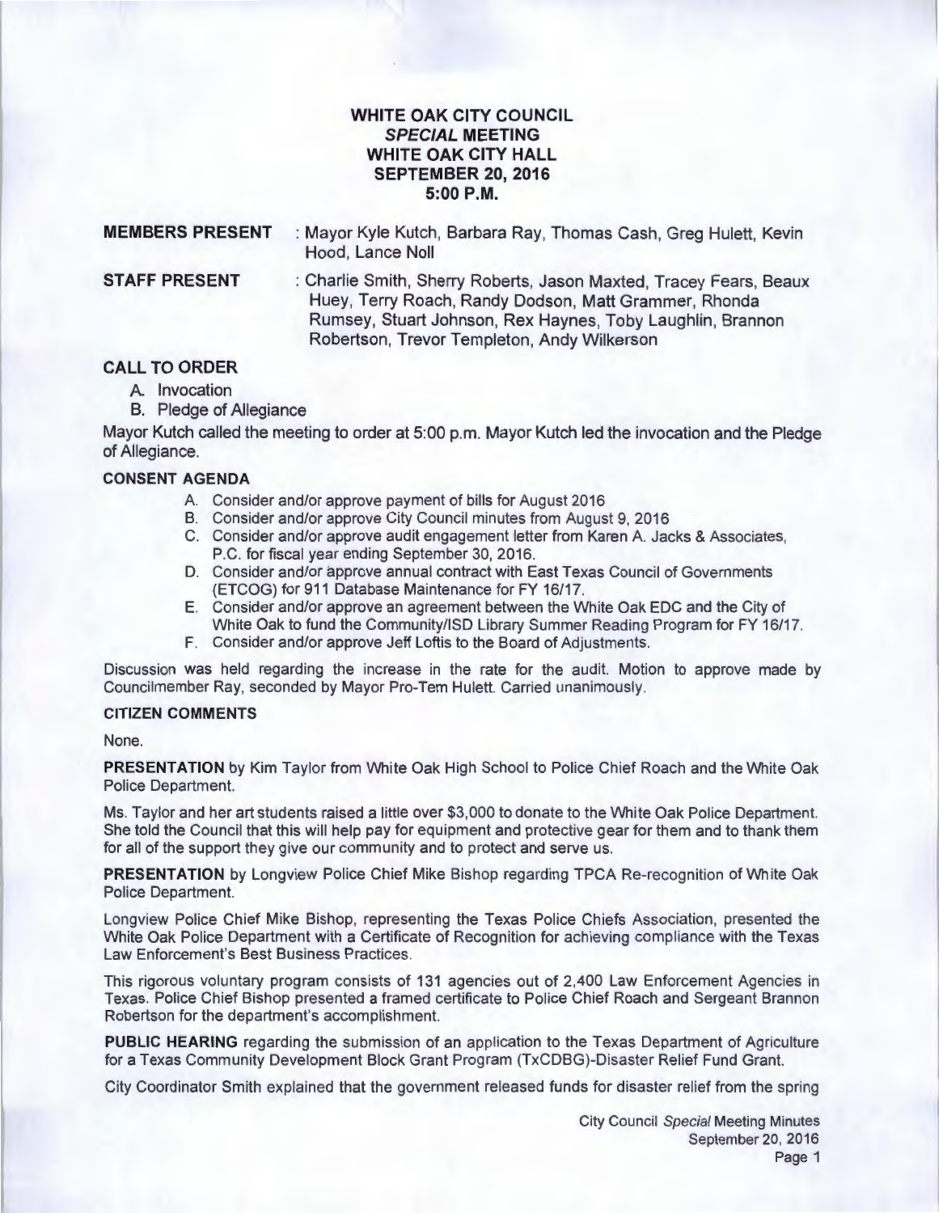# WHITE OAK CITY COUNCIL
## *SPECIAL* MEETING
## WHITE OAK CITY HALL
## SEPTEMBER 20, 2016
## 5:00 P.M.

**MEMBERS PRESENT** : Mayor Kyle Kutch, Barbara Ray, Thomas Cash, Greg Hulett, Kevin Hood, Lance Noll

**STAFF PRESENT** : Charlie Smith, Sherry Roberts, Jason Maxted, Tracey Fears, Beaux Huey, Terry Roach, Randy Dodson, Matt Grammer, Rhonda Rumsey, Stuart Johnson, Rex Haynes, Toby Laughlin, Brannon Robertson, Trevor Templeton, Andy Wilkerson

### CALL TO ORDER

A. Invocation
B. Pledge of Allegiance

Mayor Kutch called the meeting to order at 5:00 p.m. Mayor Kutch led the invocation and the Pledge of Allegiance.

**CONSENT AGENDA**

A. Consider and/or approve payment of bills for August 2016
B. Consider and/or approve City Council minutes from August 9, 2016
C. Consider and/or approve audit engagement letter from Karen A. Jacks & Associates, P.C. for fiscal year ending September 30, 2016.
D. Consider and/or approve annual contract with East Texas Council of Governments (ETCOG) for 911 Database Maintenance for FY 16/17.
E. Consider and/or approve an agreement between the White Oak EDC and the City of White Oak to fund the Community/ISD Library Summer Reading Program for FY 16/17.
F. Consider and/or approve Jeff Loftis to the Board of Adjustments.

Discussion was held regarding the increase in the rate for the audit. Motion to approve made by Councilmember Ray, seconded by Mayor Pro-Tem Hulett. Carried unanimously.

**CITIZEN COMMENTS**

None.

**PRESENTATION** by Kim Taylor from White Oak High School to Police Chief Roach and the White Oak Police Department.

Ms. Taylor and her art students raised a little over $3,000 to donate to the White Oak Police Department. She told the Council that this will help pay for equipment and protective gear for them and to thank them for all of the support they give our community and to protect and serve us.

**PRESENTATION** by Longview Police Chief Mike Bishop regarding TPCA Re-recognition of White Oak Police Department.

Longview Police Chief Mike Bishop, representing the Texas Police Chiefs Association, presented the White Oak Police Department with a Certificate of Recognition for achieving compliance with the Texas Law Enforcement's Best Business Practices.

This rigorous voluntary program consists of 131 agencies out of 2,400 Law Enforcement Agencies in Texas. Police Chief Bishop presented a framed certificate to Police Chief Roach and Sergeant Brannon Robertson for the department's accomplishment.

**PUBLIC HEARING** regarding the submission of an application to the Texas Department of Agriculture for a Texas Community Development Block Grant Program (TxCDBG)-Disaster Relief Fund Grant.

City Coordinator Smith explained that the government released funds for disaster relief from the spring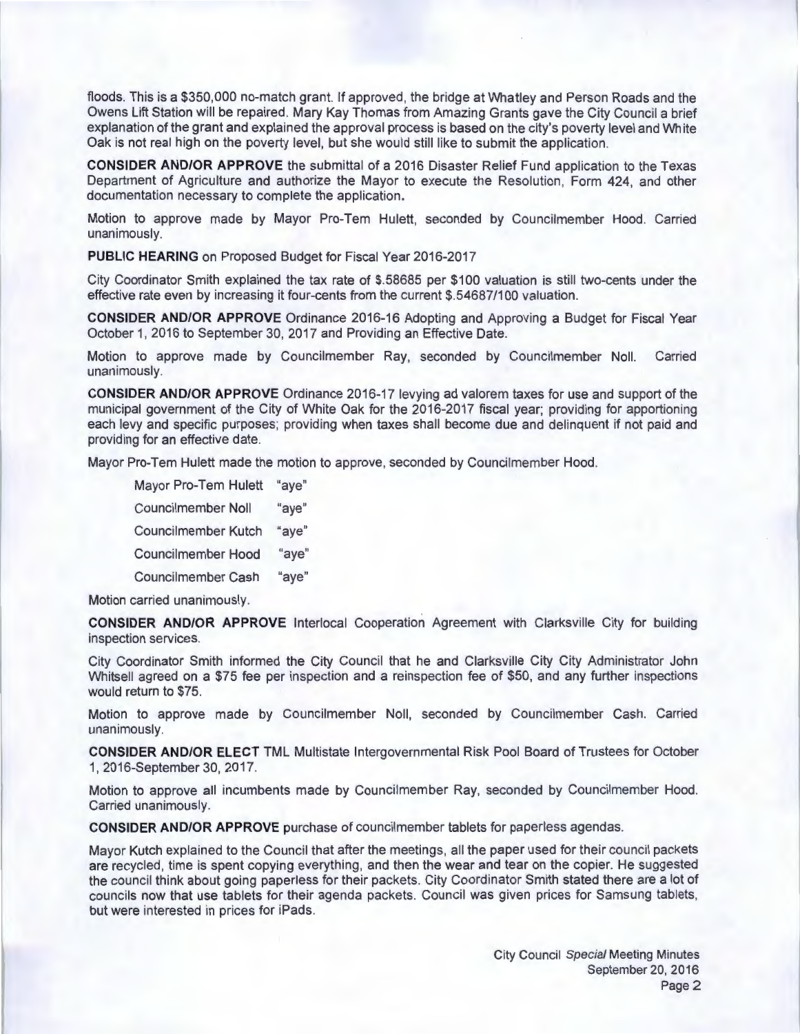floods. This is a $350,000 no-match grant. If approved, the bridge at Whatley and Person Roads and the Owens Lift Station will be repaired. Mary Kay Thomas from Amazing Grants gave the City Council a brief explanation of the grant and explained the approval process is based on the city's poverty level and White Oak is not real high on the poverty level, but she would still like to submit the application.

**CONSIDER AND/OR APPROVE** the submittal of a 2016 Disaster Relief Fund application to the Texas Department of Agriculture and authorize the Mayor to execute the Resolution, Form 424, and other documentation necessary to complete the application.

Motion to approve made by Mayor Pro-Tem Hulett, seconded by Councilmember Hood. Carried unanimously.

**PUBLIC HEARING** on Proposed Budget for Fiscal Year 2016-2017

City Coordinator Smith explained the tax rate of $.58685 per $100 valuation is still two-cents under the effective rate even by increasing it four-cents from the current $.54687/100 valuation.

**CONSIDER AND/OR APPROVE** Ordinance 2016-16 Adopting and Approving a Budget for Fiscal Year October 1, 2016 to September 30, 2017 and Providing an Effective Date.

Motion to approve made by Councilmember Ray, seconded by Councilmember Noll. Carried unanimously.

**CONSIDER AND/OR APPROVE** Ordinance 2016-17 levying ad valorem taxes for use and support of the municipal government of the City of White Oak for the 2016-2017 fiscal year; providing for apportioning each levy and specific purposes; providing when taxes shall become due and delinquent if not paid and providing for an effective date.

Mayor Pro-Tem Hulett made the motion to approve, seconded by Councilmember Hood.

Mayor Pro-Tem Hulett "aye"
Councilmember Noll "aye"
Councilmember Kutch "aye"
Councilmember Hood "aye"
Councilmember Cash "aye"

Motion carried unanimously.

**CONSIDER AND/OR APPROVE** Interlocal Cooperation Agreement with Clarksville City for building inspection services.

City Coordinator Smith informed the City Council that he and Clarksville City City Administrator John Whitsell agreed on a $75 fee per inspection and a reinspection fee of $50, and any further inspections would return to $75.

Motion to approve made by Councilmember Noll, seconded by Councilmember Cash. Carried unanimously.

**CONSIDER AND/OR ELECT** TML Multistate Intergovernmental Risk Pool Board of Trustees for October 1, 2016-September 30, 2017.

Motion to approve all incumbents made by Councilmember Ray, seconded by Councilmember Hood. Carried unanimously.

**CONSIDER AND/OR APPROVE** purchase of councilmember tablets for paperless agendas.

Mayor Kutch explained to the Council that after the meetings, all the paper used for their council packets are recycled, time is spent copying everything, and then the wear and tear on the copier. He suggested the council think about going paperless for their packets. City Coordinator Smith stated there are a lot of councils now that use tablets for their agenda packets. Council was given prices for Samsung tablets, but were interested in prices for iPads.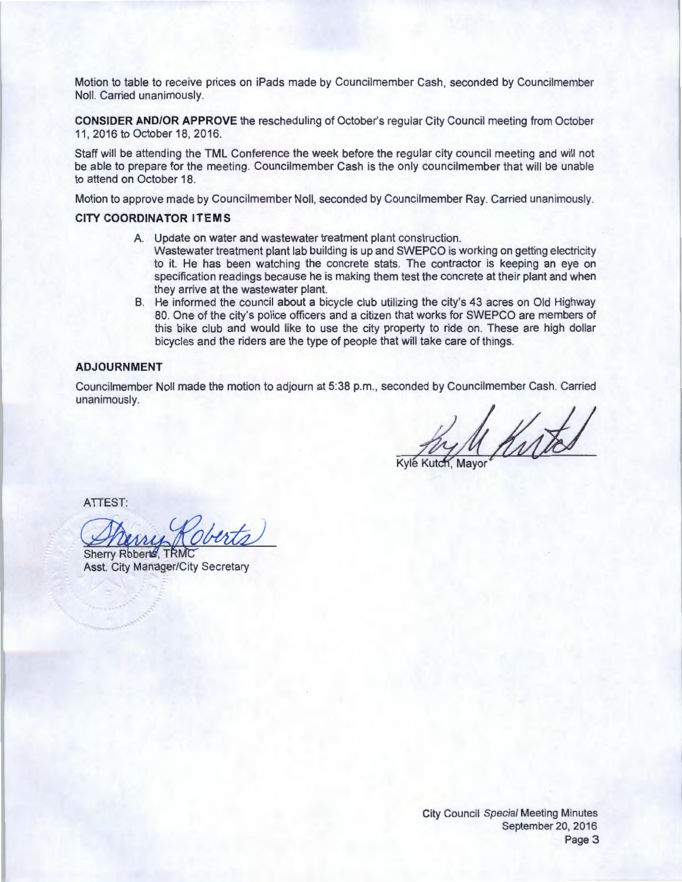Motion to table to receive prices on iPads made by Councilmember Cash, seconded by Councilmember Noll. Carried unanimously.

**CONSIDER AND/OR APPROVE** the rescheduling of October's regular City Council meeting from October 11, 2016 to October 18, 2016.

Staff will be attending the TML Conference the week before the regular city council meeting and will not be able to prepare for the meeting. Councilmember Cash is the only councilmember that will be unable to attend on October 18.

Motion to approve made by Councilmember Noll, seconded by Councilmember Ray. Carried unanimously.

**CITY COORDINATOR ITEMS**

A. Update on water and wastewater treatment plant construction.
   Wastewater treatment plant lab building is up and SWEPCO is working on getting electricity to it. He has been watching the concrete stats. The contractor is keeping an eye on specification readings because he is making them test the concrete at their plant and when they arrive at the wastewater plant.
B. He informed the council about a bicycle club utilizing the city's 43 acres on Old Highway 80. One of the city's police officers and a citizen that works for SWEPCO are members of this bike club and would like to use the city property to ride on. These are high dollar bicycles and the riders are the type of people that will take care of things.

**ADJOURNMENT**

Councilmember Noll made the motion to adjourn at 5:38 p.m., seconded by Councilmember Cash. Carried unanimously.

Kyle Kutch, Mayor

ATTEST:

Sherry Roberts, TRMC
Asst. City Manager/City Secretary

City Council *Special* Meeting Minutes
September 20, 2016